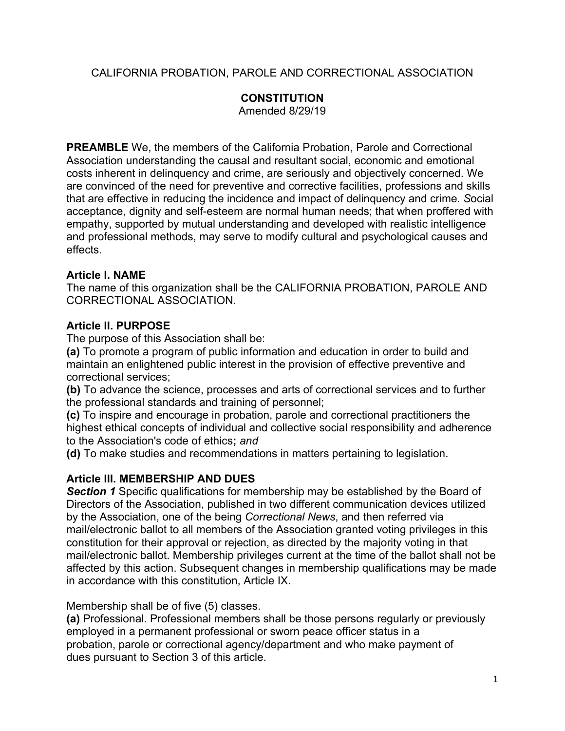CALIFORNIA PROBATION, PAROLE AND CORRECTIONAL ASSOCIATION

**CONSTITUTION**
Amended 8/29/19

**PREAMBLE** We, the members of the California Probation, Parole and Correctional Association understanding the causal and resultant social, economic and emotional costs inherent in delinquency and crime, are seriously and objectively concerned. We are convinced of the need for preventive and corrective facilities, professions and skills that are effective in reducing the incidence and impact of delinquency and crime. *S*ocial acceptance, dignity and self-esteem are normal human needs; that when proffered with empathy, supported by mutual understanding and developed with realistic intelligence and professional methods, may serve to modify cultural and psychological causes and effects.

**Article I. NAME**
The name of this organization shall be the CALIFORNIA PROBATION, PAROLE AND CORRECTIONAL ASSOCIATION.

**Article II. PURPOSE**
The purpose of this Association shall be:
**(a)** To promote a program of public information and education in order to build and maintain an enlightened public interest in the provision of effective preventive and correctional services;
**(b)** To advance the science, processes and arts of correctional services and to further the professional standards and training of personnel;
**(c)** To inspire and encourage in probation, parole and correctional practitioners the highest ethical concepts of individual and collective social responsibility and adherence to the Association's code of ethics**;** *and*
**(d)** To make studies and recommendations in matters pertaining to legislation.

**Article III. MEMBERSHIP AND DUES**
***Section 1*** Specific qualifications for membership may be established by the Board of Directors of the Association, published in two different communication devices utilized by the Association, one of the being *Correctional News*, and then referred via mail/electronic ballot to all members of the Association granted voting privileges in this constitution for their approval or rejection, as directed by the majority voting in that mail/electronic ballot. Membership privileges current at the time of the ballot shall not be affected by this action. Subsequent changes in membership qualifications may be made in accordance with this constitution, Article IX.

Membership shall be of five (5) classes.
**(a)** Professional. Professional members shall be those persons regularly or previously employed in a permanent professional or sworn peace officer status in a probation, parole or correctional agency/department and who make payment of dues pursuant to Section 3 of this article.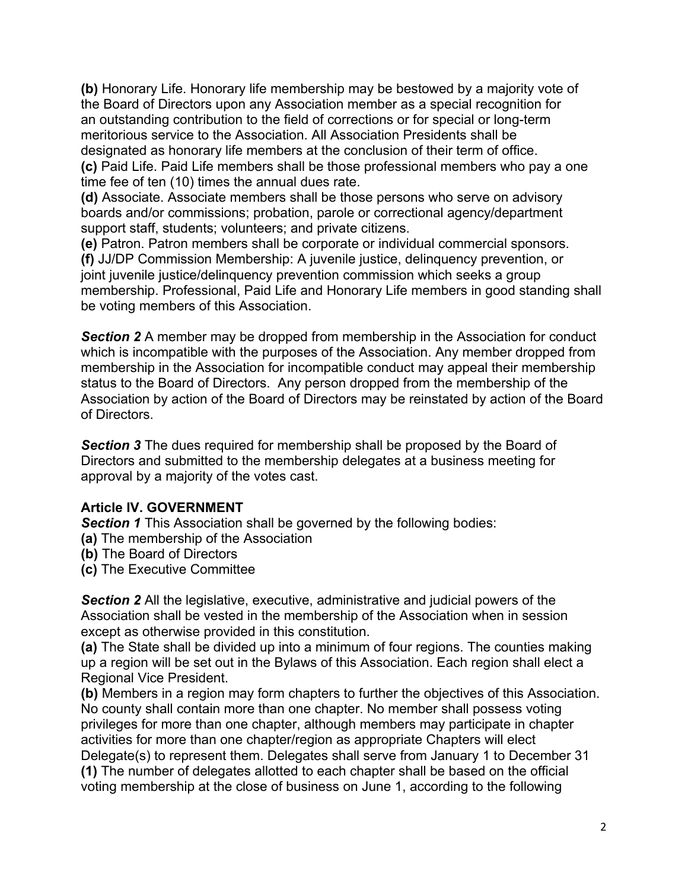**(b)** Honorary Life. Honorary life membership may be bestowed by a majority vote of the Board of Directors upon any Association member as a special recognition for an outstanding contribution to the field of corrections or for special or long-term meritorious service to the Association. All Association Presidents shall be designated as honorary life members at the conclusion of their term of office.

**(c)** Paid Life. Paid Life members shall be those professional members who pay a one time fee of ten (10) times the annual dues rate.

**(d)** Associate. Associate members shall be those persons who serve on advisory boards and/or commissions; probation, parole or correctional agency/department support staff, students; volunteers; and private citizens.

**(e)** Patron. Patron members shall be corporate or individual commercial sponsors.

**(f)** JJ/DP Commission Membership: A juvenile justice, delinquency prevention, or joint juvenile justice/delinquency prevention commission which seeks a group membership. Professional, Paid Life and Honorary Life members in good standing shall be voting members of this Association.

***Section 2*** A member may be dropped from membership in the Association for conduct which is incompatible with the purposes of the Association. Any member dropped from membership in the Association for incompatible conduct may appeal their membership status to the Board of Directors. Any person dropped from the membership of the Association by action of the Board of Directors may be reinstated by action of the Board of Directors.

***Section 3*** The dues required for membership shall be proposed by the Board of Directors and submitted to the membership delegates at a business meeting for approval by a majority of the votes cast.

### Article IV. GOVERNMENT

***Section 1*** This Association shall be governed by the following bodies:

**(a)** The membership of the Association

**(b)** The Board of Directors

**(c)** The Executive Committee

***Section 2*** All the legislative, executive, administrative and judicial powers of the Association shall be vested in the membership of the Association when in session except as otherwise provided in this constitution.

**(a)** The State shall be divided up into a minimum of four regions. The counties making up a region will be set out in the Bylaws of this Association. Each region shall elect a Regional Vice President.

**(b)** Members in a region may form chapters to further the objectives of this Association. No county shall contain more than one chapter. No member shall possess voting privileges for more than one chapter, although members may participate in chapter activities for more than one chapter/region as appropriate Chapters will elect Delegate(s) to represent them. Delegates shall serve from January 1 to December 31

**(1)** The number of delegates allotted to each chapter shall be based on the official voting membership at the close of business on June 1, according to the following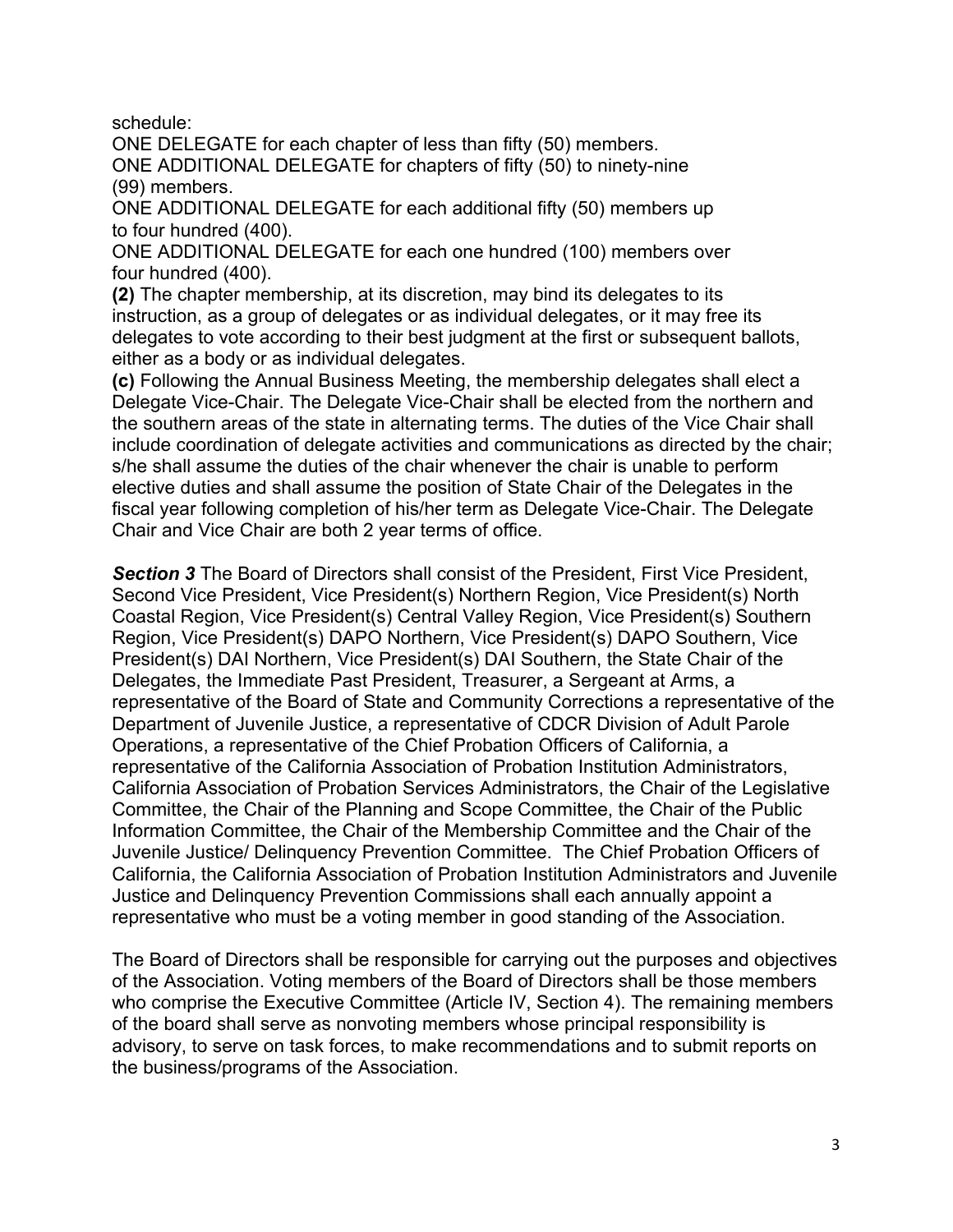schedule:

ONE DELEGATE for each chapter of less than fifty (50) members.
ONE ADDITIONAL DELEGATE for chapters of fifty (50) to ninety-nine (99) members.
ONE ADDITIONAL DELEGATE for each additional fifty (50) members up to four hundred (400).
ONE ADDITIONAL DELEGATE for each one hundred (100) members over four hundred (400).

**(2)** The chapter membership, at its discretion, may bind its delegates to its instruction, as a group of delegates or as individual delegates, or it may free its delegates to vote according to their best judgment at the first or subsequent ballots, either as a body or as individual delegates.

**(c)** Following the Annual Business Meeting, the membership delegates shall elect a Delegate Vice-Chair. The Delegate Vice-Chair shall be elected from the northern and the southern areas of the state in alternating terms. The duties of the Vice Chair shall include coordination of delegate activities and communications as directed by the chair; s/he shall assume the duties of the chair whenever the chair is unable to perform elective duties and shall assume the position of State Chair of the Delegates in the fiscal year following completion of his/her term as Delegate Vice-Chair. The Delegate Chair and Vice Chair are both 2 year terms of office.

***Section 3*** The Board of Directors shall consist of the President, First Vice President, Second Vice President, Vice President(s) Northern Region, Vice President(s) North Coastal Region, Vice President(s) Central Valley Region, Vice President(s) Southern Region, Vice President(s) DAPO Northern, Vice President(s) DAPO Southern, Vice President(s) DAI Northern, Vice President(s) DAI Southern, the State Chair of the Delegates, the Immediate Past President, Treasurer, a Sergeant at Arms, a representative of the Board of State and Community Corrections a representative of the Department of Juvenile Justice, a representative of CDCR Division of Adult Parole Operations, a representative of the Chief Probation Officers of California, a representative of the California Association of Probation Institution Administrators, California Association of Probation Services Administrators, the Chair of the Legislative Committee, the Chair of the Planning and Scope Committee, the Chair of the Public Information Committee, the Chair of the Membership Committee and the Chair of the Juvenile Justice/ Delinquency Prevention Committee. The Chief Probation Officers of California, the California Association of Probation Institution Administrators and Juvenile Justice and Delinquency Prevention Commissions shall each annually appoint a representative who must be a voting member in good standing of the Association.

The Board of Directors shall be responsible for carrying out the purposes and objectives of the Association. Voting members of the Board of Directors shall be those members who comprise the Executive Committee (Article IV, Section 4). The remaining members of the board shall serve as nonvoting members whose principal responsibility is advisory, to serve on task forces, to make recommendations and to submit reports on the business/programs of the Association.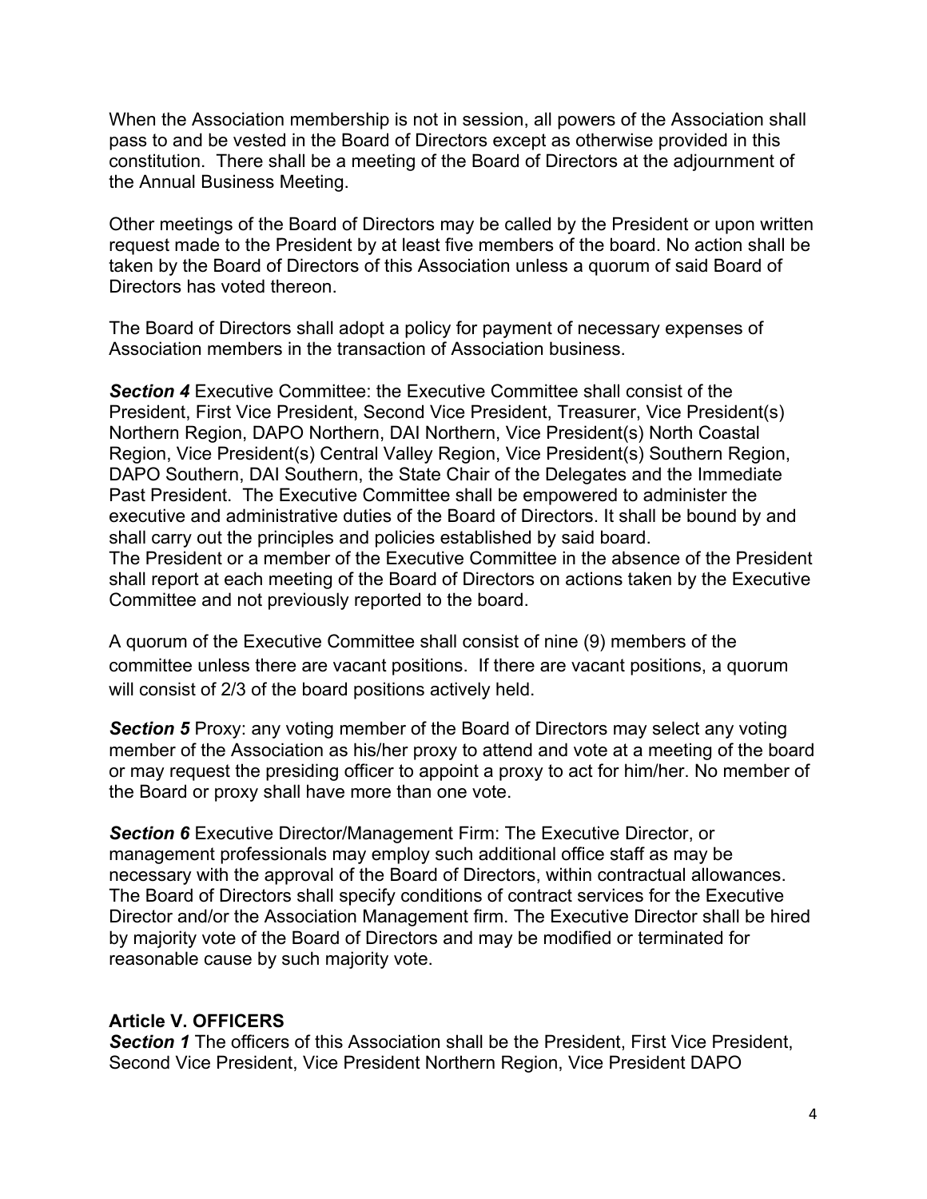When the Association membership is not in session, all powers of the Association shall pass to and be vested in the Board of Directors except as otherwise provided in this constitution. There shall be a meeting of the Board of Directors at the adjournment of the Annual Business Meeting.

Other meetings of the Board of Directors may be called by the President or upon written request made to the President by at least five members of the board. No action shall be taken by the Board of Directors of this Association unless a quorum of said Board of Directors has voted thereon.

The Board of Directors shall adopt a policy for payment of necessary expenses of Association members in the transaction of Association business.

***Section 4*** Executive Committee: the Executive Committee shall consist of the President, First Vice President, Second Vice President, Treasurer, Vice President(s) Northern Region, DAPO Northern, DAI Northern, Vice President(s) North Coastal Region, Vice President(s) Central Valley Region, Vice President(s) Southern Region, DAPO Southern, DAI Southern, the State Chair of the Delegates and the Immediate Past President. The Executive Committee shall be empowered to administer the executive and administrative duties of the Board of Directors. It shall be bound by and shall carry out the principles and policies established by said board.
The President or a member of the Executive Committee in the absence of the President shall report at each meeting of the Board of Directors on actions taken by the Executive Committee and not previously reported to the board.

A quorum of the Executive Committee shall consist of nine (9) members of the committee unless there are vacant positions. If there are vacant positions, a quorum will consist of 2/3 of the board positions actively held.

***Section 5*** Proxy: any voting member of the Board of Directors may select any voting member of the Association as his/her proxy to attend and vote at a meeting of the board or may request the presiding officer to appoint a proxy to act for him/her. No member of the Board or proxy shall have more than one vote.

***Section 6*** Executive Director/Management Firm: The Executive Director, or management professionals may employ such additional office staff as may be necessary with the approval of the Board of Directors, within contractual allowances. The Board of Directors shall specify conditions of contract services for the Executive Director and/or the Association Management firm. The Executive Director shall be hired by majority vote of the Board of Directors and may be modified or terminated for reasonable cause by such majority vote.

## Article V. OFFICERS

***Section 1*** The officers of this Association shall be the President, First Vice President, Second Vice President, Vice President Northern Region, Vice President DAPO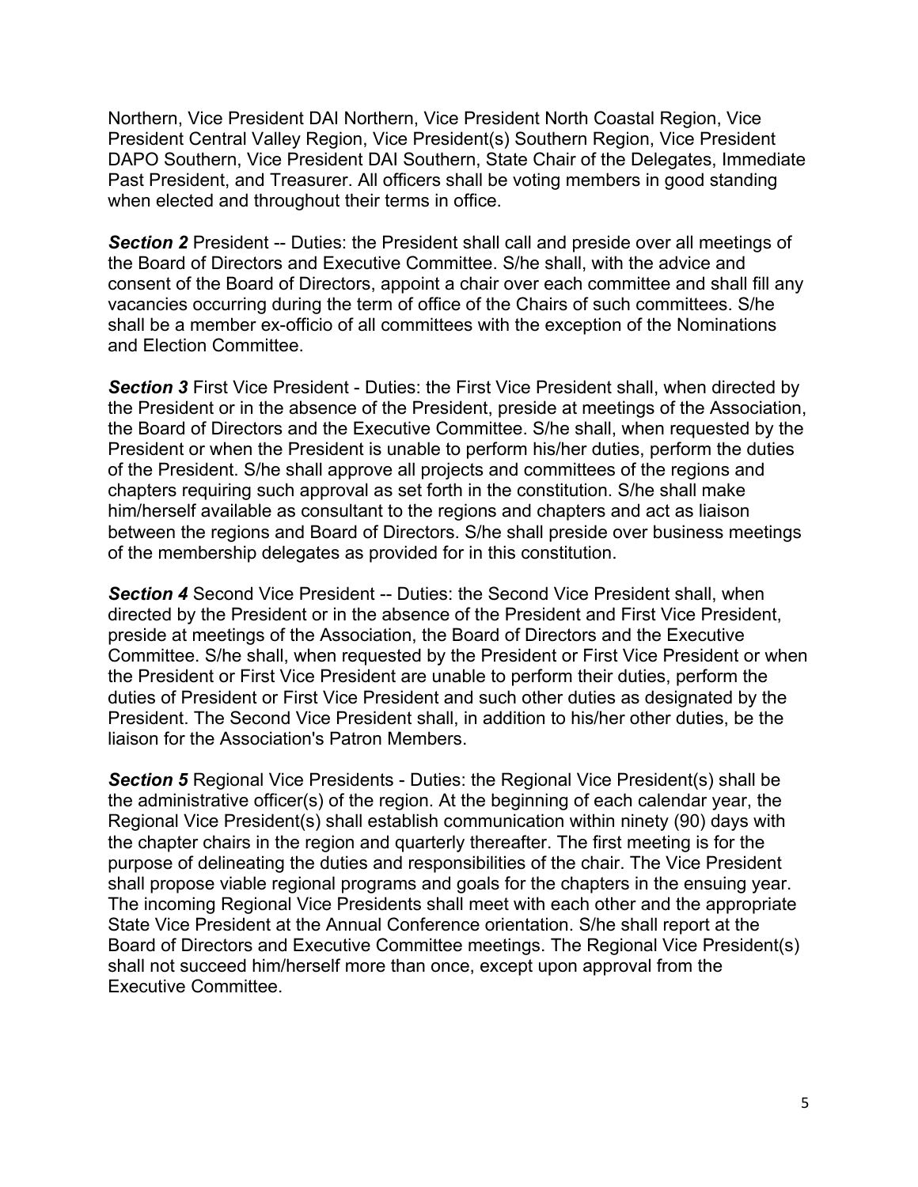Northern, Vice President DAI Northern, Vice President North Coastal Region, Vice President Central Valley Region, Vice President(s) Southern Region, Vice President DAPO Southern, Vice President DAI Southern, State Chair of the Delegates, Immediate Past President, and Treasurer. All officers shall be voting members in good standing when elected and throughout their terms in office.

***Section 2*** President -- Duties: the President shall call and preside over all meetings of the Board of Directors and Executive Committee. S/he shall, with the advice and consent of the Board of Directors, appoint a chair over each committee and shall fill any vacancies occurring during the term of office of the Chairs of such committees. S/he shall be a member ex-officio of all committees with the exception of the Nominations and Election Committee.

***Section 3*** First Vice President - Duties: the First Vice President shall, when directed by the President or in the absence of the President, preside at meetings of the Association, the Board of Directors and the Executive Committee. S/he shall, when requested by the President or when the President is unable to perform his/her duties, perform the duties of the President. S/he shall approve all projects and committees of the regions and chapters requiring such approval as set forth in the constitution. S/he shall make him/herself available as consultant to the regions and chapters and act as liaison between the regions and Board of Directors. S/he shall preside over business meetings of the membership delegates as provided for in this constitution.

***Section 4*** Second Vice President -- Duties: the Second Vice President shall, when directed by the President or in the absence of the President and First Vice President, preside at meetings of the Association, the Board of Directors and the Executive Committee. S/he shall, when requested by the President or First Vice President or when the President or First Vice President are unable to perform their duties, perform the duties of President or First Vice President and such other duties as designated by the President. The Second Vice President shall, in addition to his/her other duties, be the liaison for the Association's Patron Members.

***Section 5*** Regional Vice Presidents - Duties: the Regional Vice President(s) shall be the administrative officer(s) of the region. At the beginning of each calendar year, the Regional Vice President(s) shall establish communication within ninety (90) days with the chapter chairs in the region and quarterly thereafter. The first meeting is for the purpose of delineating the duties and responsibilities of the chair. The Vice President shall propose viable regional programs and goals for the chapters in the ensuing year. The incoming Regional Vice Presidents shall meet with each other and the appropriate State Vice President at the Annual Conference orientation. S/he shall report at the Board of Directors and Executive Committee meetings. The Regional Vice President(s) shall not succeed him/herself more than once, except upon approval from the Executive Committee.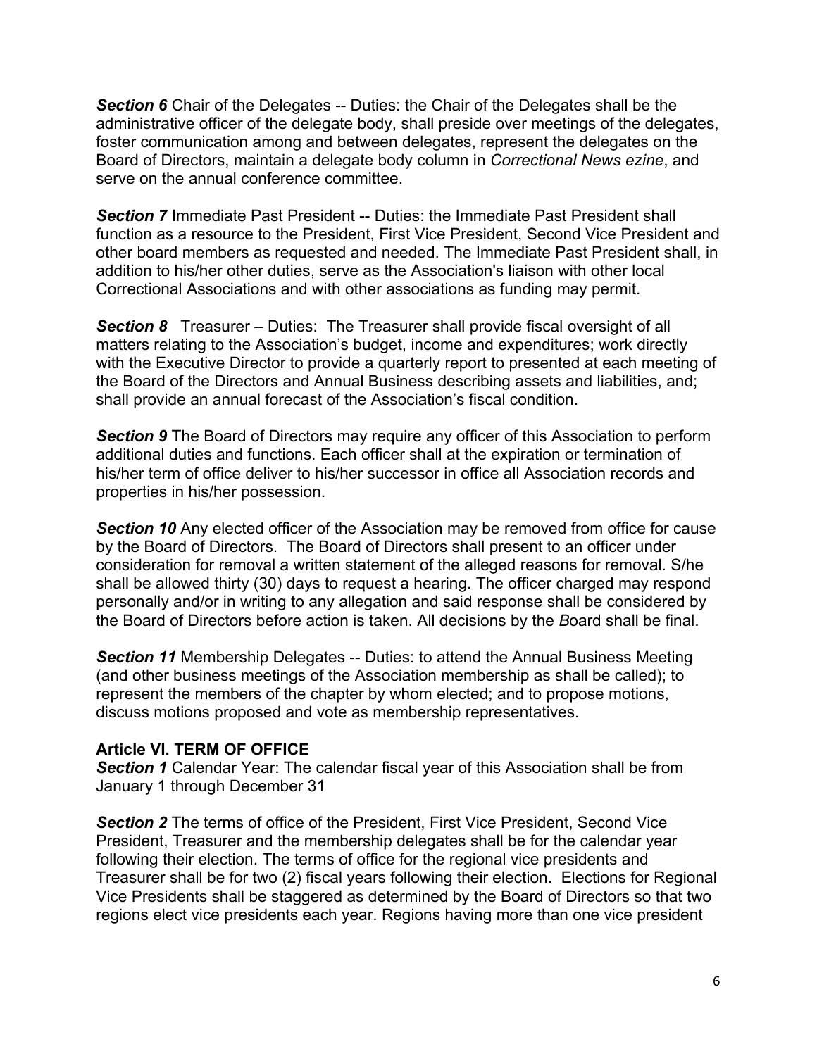***Section 6*** Chair of the Delegates -- Duties: the Chair of the Delegates shall be the administrative officer of the delegate body, shall preside over meetings of the delegates, foster communication among and between delegates, represent the delegates on the Board of Directors, maintain a delegate body column in *Correctional News ezine*, and serve on the annual conference committee.

***Section 7*** Immediate Past President -- Duties: the Immediate Past President shall function as a resource to the President, First Vice President, Second Vice President and other board members as requested and needed. The Immediate Past President shall, in addition to his/her other duties, serve as the Association's liaison with other local Correctional Associations and with other associations as funding may permit.

***Section 8*** Treasurer – Duties: The Treasurer shall provide fiscal oversight of all matters relating to the Association's budget, income and expenditures; work directly with the Executive Director to provide a quarterly report to presented at each meeting of the Board of the Directors and Annual Business describing assets and liabilities, and; shall provide an annual forecast of the Association's fiscal condition.

***Section 9*** The Board of Directors may require any officer of this Association to perform additional duties and functions. Each officer shall at the expiration or termination of his/her term of office deliver to his/her successor in office all Association records and properties in his/her possession.

***Section 10*** Any elected officer of the Association may be removed from office for cause by the Board of Directors. The Board of Directors shall present to an officer under consideration for removal a written statement of the alleged reasons for removal. S/he shall be allowed thirty (30) days to request a hearing. The officer charged may respond personally and/or in writing to any allegation and said response shall be considered by the Board of Directors before action is taken. All decisions by the *B*oard shall be final.

***Section 11*** Membership Delegates -- Duties: to attend the Annual Business Meeting (and other business meetings of the Association membership as shall be called); to represent the members of the chapter by whom elected; and to propose motions, discuss motions proposed and vote as membership representatives.

**Article VI. TERM OF OFFICE**

***Section 1*** Calendar Year: The calendar fiscal year of this Association shall be from January 1 through December 31

***Section 2*** The terms of office of the President, First Vice President, Second Vice President, Treasurer and the membership delegates shall be for the calendar year following their election. The terms of office for the regional vice presidents and Treasurer shall be for two (2) fiscal years following their election. Elections for Regional Vice Presidents shall be staggered as determined by the Board of Directors so that two regions elect vice presidents each year. Regions having more than one vice president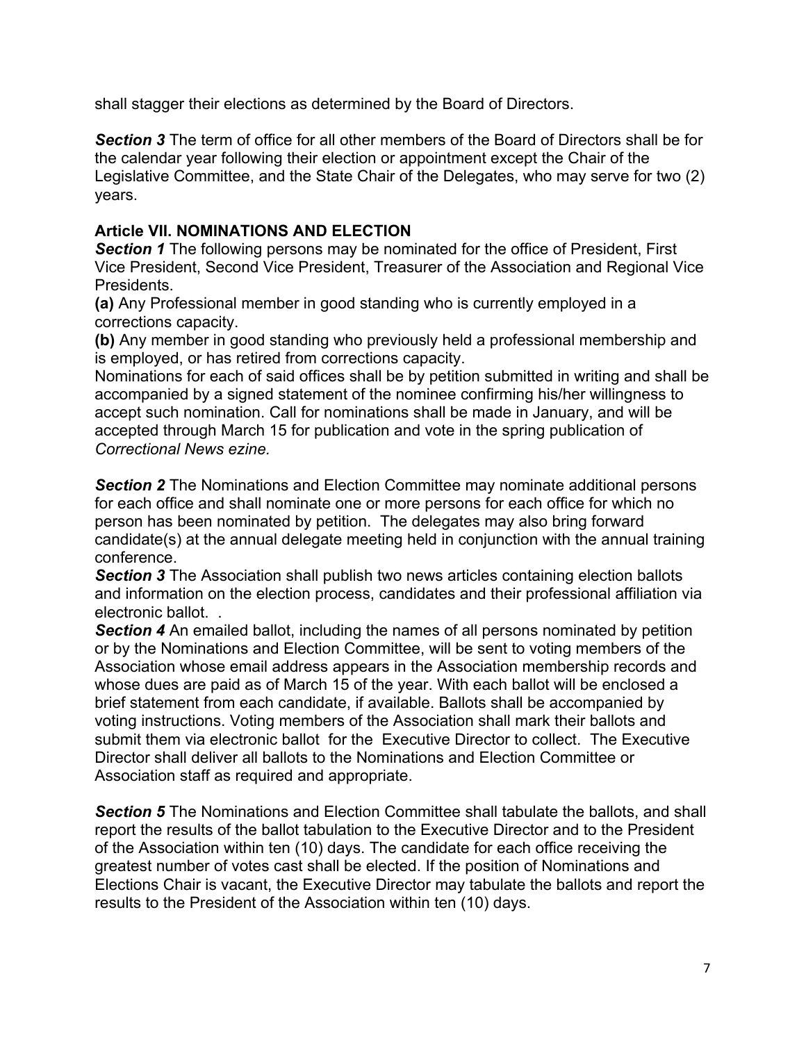shall stagger their elections as determined by the Board of Directors.

***Section 3*** The term of office for all other members of the Board of Directors shall be for the calendar year following their election or appointment except the Chair of the Legislative Committee, and the State Chair of the Delegates, who may serve for two (2) years.

**Article VII. NOMINATIONS AND ELECTION**

***Section 1*** The following persons may be nominated for the office of President, First Vice President, Second Vice President, Treasurer of the Association and Regional Vice Presidents.

**(a)** Any Professional member in good standing who is currently employed in a corrections capacity.

**(b)** Any member in good standing who previously held a professional membership and is employed, or has retired from corrections capacity.

Nominations for each of said offices shall be by petition submitted in writing and shall be accompanied by a signed statement of the nominee confirming his/her willingness to accept such nomination. Call for nominations shall be made in January, and will be accepted through March 15 for publication and vote in the spring publication of *Correctional News ezine.*

***Section 2*** The Nominations and Election Committee may nominate additional persons for each office and shall nominate one or more persons for each office for which no person has been nominated by petition. The delegates may also bring forward candidate(s) at the annual delegate meeting held in conjunction with the annual training conference.

***Section 3*** The Association shall publish two news articles containing election ballots and information on the election process, candidates and their professional affiliation via electronic ballot. .

***Section 4*** An emailed ballot, including the names of all persons nominated by petition or by the Nominations and Election Committee, will be sent to voting members of the Association whose email address appears in the Association membership records and whose dues are paid as of March 15 of the year. With each ballot will be enclosed a brief statement from each candidate, if available. Ballots shall be accompanied by voting instructions. Voting members of the Association shall mark their ballots and submit them via electronic ballot for the Executive Director to collect. The Executive Director shall deliver all ballots to the Nominations and Election Committee or Association staff as required and appropriate.

***Section 5*** The Nominations and Election Committee shall tabulate the ballots, and shall report the results of the ballot tabulation to the Executive Director and to the President of the Association within ten (10) days. The candidate for each office receiving the greatest number of votes cast shall be elected. If the position of Nominations and Elections Chair is vacant, the Executive Director may tabulate the ballots and report the results to the President of the Association within ten (10) days.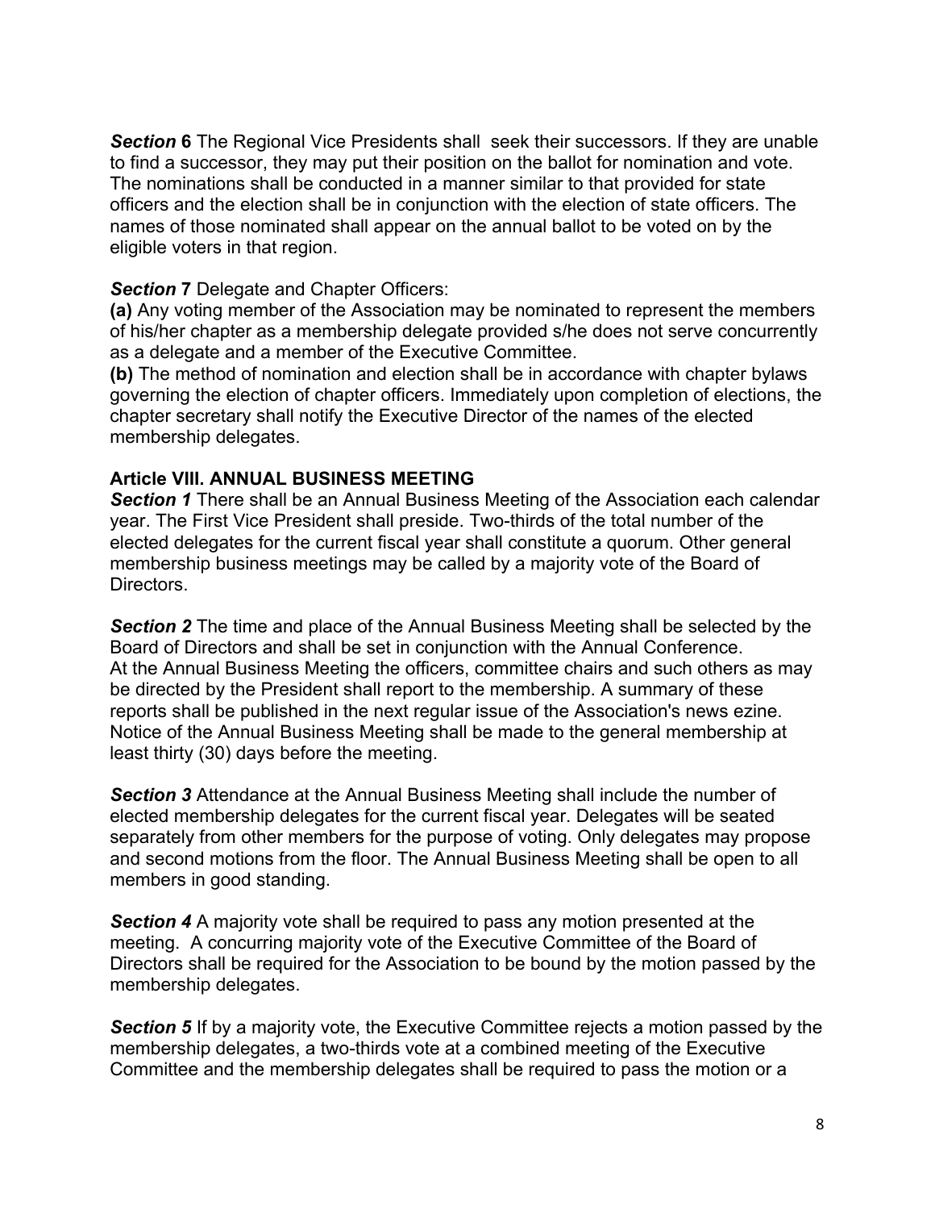***Section* 6** The Regional Vice Presidents shall  seek their successors. If they are unable to find a successor, they may put their position on the ballot for nomination and vote. The nominations shall be conducted in a manner similar to that provided for state officers and the election shall be in conjunction with the election of state officers. The names of those nominated shall appear on the annual ballot to be voted on by the eligible voters in that region.

***Section* 7** Delegate and Chapter Officers:

**(a)** Any voting member of the Association may be nominated to represent the members of his/her chapter as a membership delegate provided s/he does not serve concurrently as a delegate and a member of the Executive Committee.

**(b)** The method of nomination and election shall be in accordance with chapter bylaws governing the election of chapter officers. Immediately upon completion of elections, the chapter secretary shall notify the Executive Director of the names of the elected membership delegates.

**Article VIII. ANNUAL BUSINESS MEETING**

***Section 1*** There shall be an Annual Business Meeting of the Association each calendar year. The First Vice President shall preside. Two-thirds of the total number of the elected delegates for the current fiscal year shall constitute a quorum. Other general membership business meetings may be called by a majority vote of the Board of Directors.

***Section 2*** The time and place of the Annual Business Meeting shall be selected by the Board of Directors and shall be set in conjunction with the Annual Conference. At the Annual Business Meeting the officers, committee chairs and such others as may be directed by the President shall report to the membership. A summary of these reports shall be published in the next regular issue of the Association's news ezine. Notice of the Annual Business Meeting shall be made to the general membership at least thirty (30) days before the meeting.

***Section 3*** Attendance at the Annual Business Meeting shall include the number of elected membership delegates for the current fiscal year. Delegates will be seated separately from other members for the purpose of voting. Only delegates may propose and second motions from the floor. The Annual Business Meeting shall be open to all members in good standing.

***Section 4*** A majority vote shall be required to pass any motion presented at the meeting.  A concurring majority vote of the Executive Committee of the Board of Directors shall be required for the Association to be bound by the motion passed by the membership delegates.

***Section 5*** If by a majority vote, the Executive Committee rejects a motion passed by the membership delegates, a two-thirds vote at a combined meeting of the Executive Committee and the membership delegates shall be required to pass the motion or a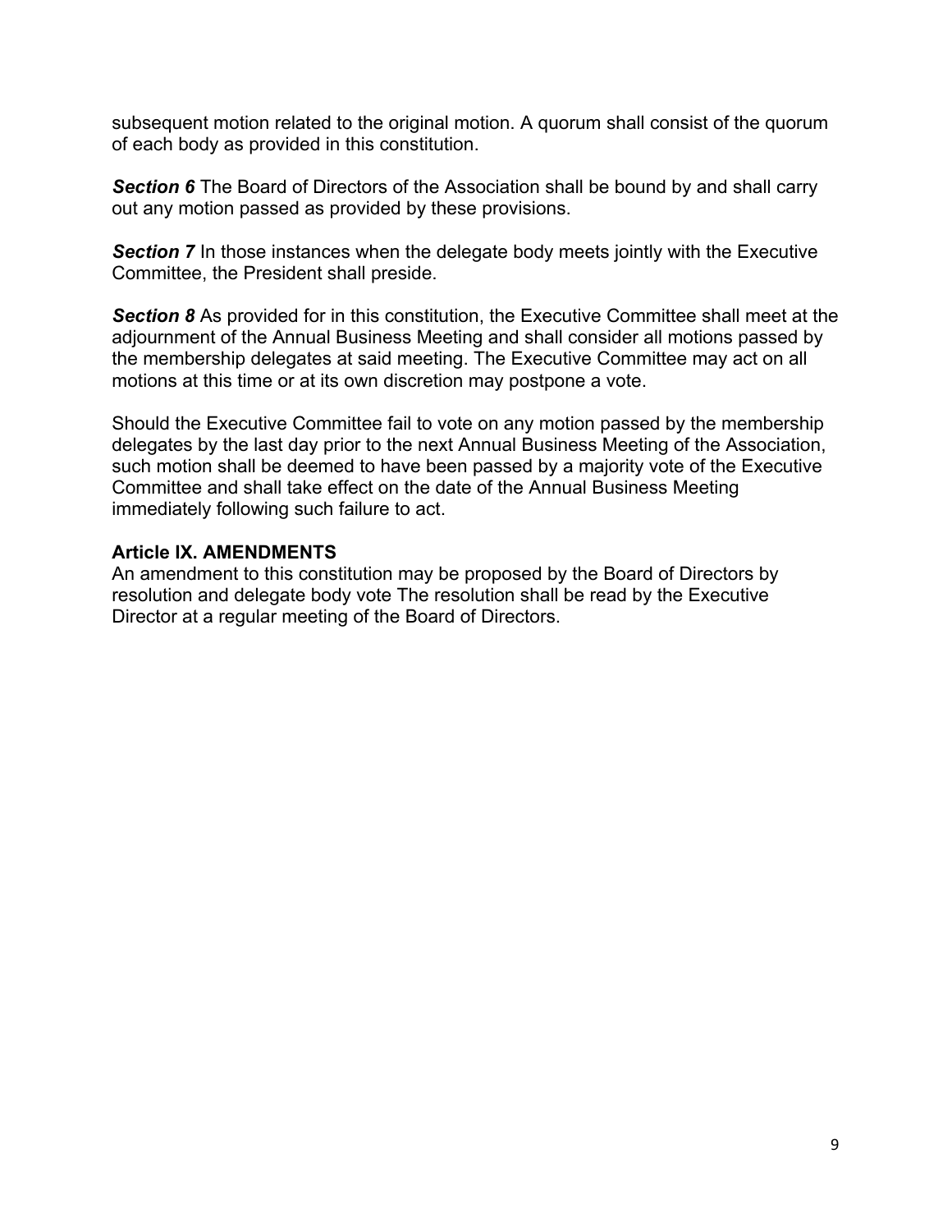subsequent motion related to the original motion. A quorum shall consist of the quorum of each body as provided in this constitution.

***Section 6*** The Board of Directors of the Association shall be bound by and shall carry out any motion passed as provided by these provisions.

***Section 7*** In those instances when the delegate body meets jointly with the Executive Committee, the President shall preside.

***Section 8*** As provided for in this constitution, the Executive Committee shall meet at the adjournment of the Annual Business Meeting and shall consider all motions passed by the membership delegates at said meeting. The Executive Committee may act on all motions at this time or at its own discretion may postpone a vote.

Should the Executive Committee fail to vote on any motion passed by the membership delegates by the last day prior to the next Annual Business Meeting of the Association, such motion shall be deemed to have been passed by a majority vote of the Executive Committee and shall take effect on the date of the Annual Business Meeting immediately following such failure to act.

**Article IX. AMENDMENTS**

An amendment to this constitution may be proposed by the Board of Directors by resolution and delegate body vote The resolution shall be read by the Executive Director at a regular meeting of the Board of Directors.